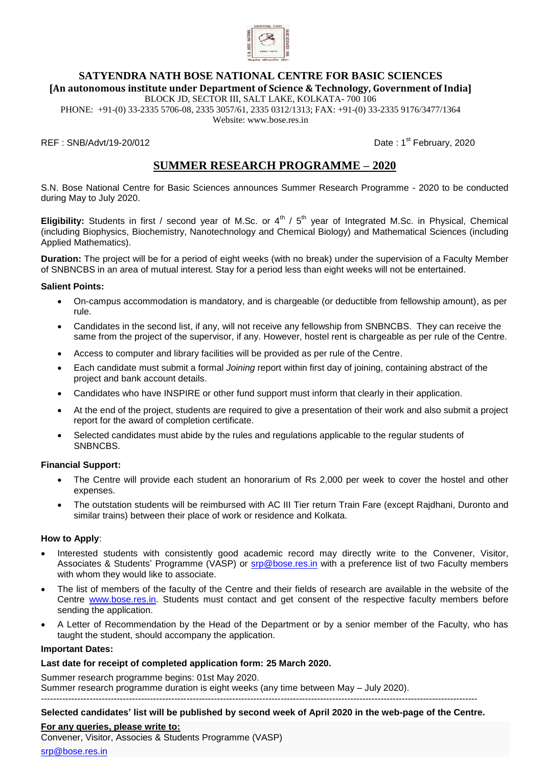# SATYENDRA NATH BOSE NATIONAL CENTRE FOR BASIC SCIENCES

**[An autonomous institute under Department of Science & Technology, Government of India]**

BLOCK JD, SECTOR III, SALT LAKE, KOLKATA- 700 106

PHONE: +91-(0) 33-2335 5706-08, 2335 3057/61, 2335 0312/1313; FAX: +91-(0) 33-2335 9176/3477/1364

Website: www.bose.res.in

REF : SNB/Advt/19-20/012

Date : 1st February, 2020

## SUMMER RESEARCH PROGRAMME – 2020

S.N. Bose National Centre for Basic Sciences announces Summer Research Programme - 2020 to be conducted during May to July 2020.

**Eligibility:** Students in first / second year of M.Sc. or 4th / 5th year of Integrated M.Sc. in Physical, Chemical (including Biophysics, Biochemistry, Nanotechnology and Chemical Biology) and Mathematical Sciences (including Applied Mathematics).

**Duration:** The project will be for a period of eight weeks (with no break) under the supervision of a Faculty Member of SNBNCBS in an area of mutual interest. Stay for a period less than eight weeks will not be entertained.

**Salient Points:**

- On-campus accommodation is mandatory, and is chargeable (or deductible from fellowship amount), as per rule.
- Candidates in the second list, if any, will not receive any fellowship from SNBNCBS. They can receive the same from the project of the supervisor, if any. However, hostel rent is chargeable as per rule of the Centre.
- Access to computer and library facilities will be provided as per rule of the Centre.
- Each candidate must submit a formal *Joining* report within first day of joining, containing abstract of the project and bank account details.
- Candidates who have INSPIRE or other fund support must inform that clearly in their application.
- At the end of the project, students are required to give a presentation of their work and also submit a project report for the award of completion certificate.
- Selected candidates must abide by the rules and regulations applicable to the regular students of SNBNCBS.

**Financial Support:**

- The Centre will provide each student an honorarium of Rs 2,000 per week to cover the hostel and other expenses.
- The outstation students will be reimbursed with AC III Tier return Train Fare (except Rajdhani, Duronto and similar trains) between their place of work or residence and Kolkata.

**How to Apply**:

- Interested students with consistently good academic record may directly write to the Convener, Visitor, Associates & Students' Programme (VASP) or srp@bose.res.in with a preference list of two Faculty members with whom they would like to associate.
- The list of members of the faculty of the Centre and their fields of research are available in the website of the Centre www.bose.res.in. Students must contact and get consent of the respective faculty members before sending the application.
- A Letter of Recommendation by the Head of the Department or by a senior member of the Faculty, who has taught the student, should accompany the application.

**Important Dates:**

**Last date for receipt of completed application form: 25 March 2020.**

Summer research programme begins: 01st May 2020.
Summer research programme duration is eight weeks (any time between May – July 2020).

---

**Selected candidates' list will be published by second week of April 2020 in the web-page of the Centre.**

**For any queries, please write to:**

Convener, Visitor, Associes & Students Programme (VASP)

srp@bose.res.in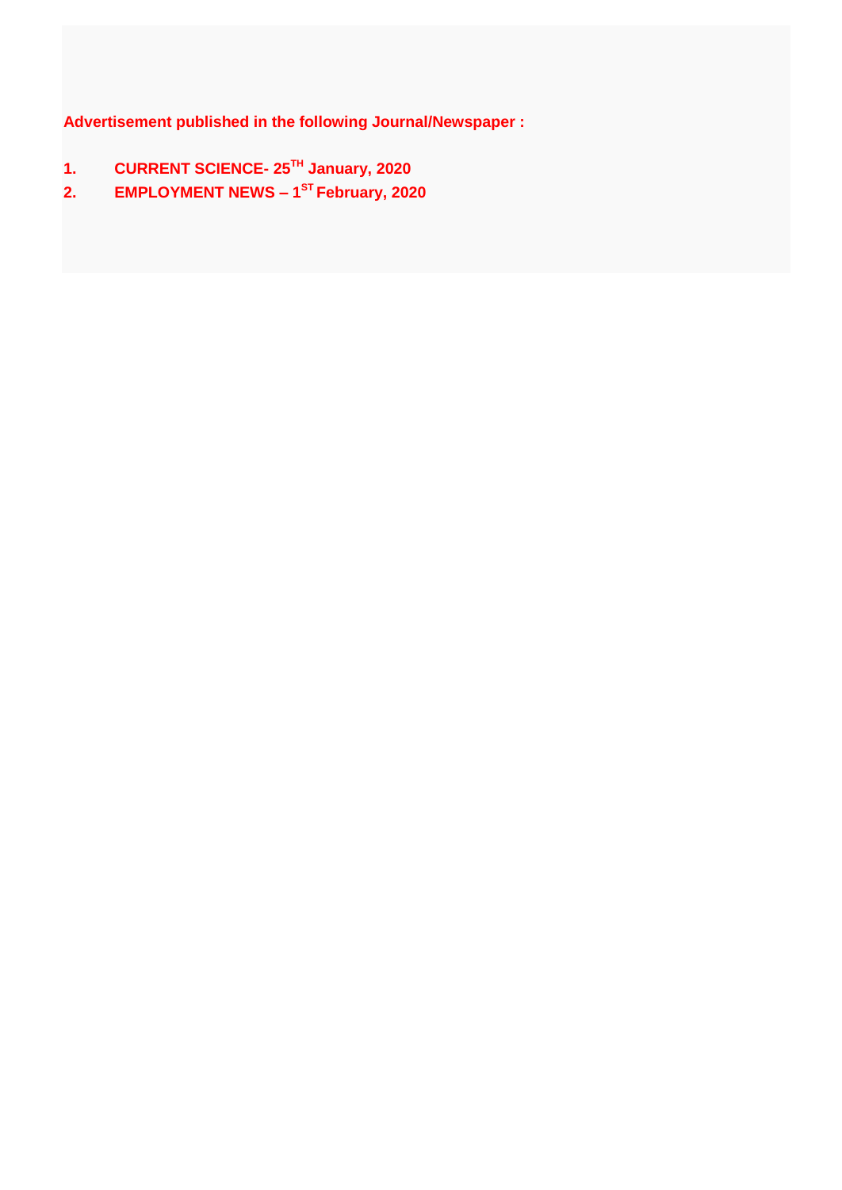**Advertisement published in the following Journal/Newspaper :**

1. **CURRENT SCIENCE- 25[TH] January, 2020**
2. **EMPLOYMENT NEWS – 1[ST] February, 2020**